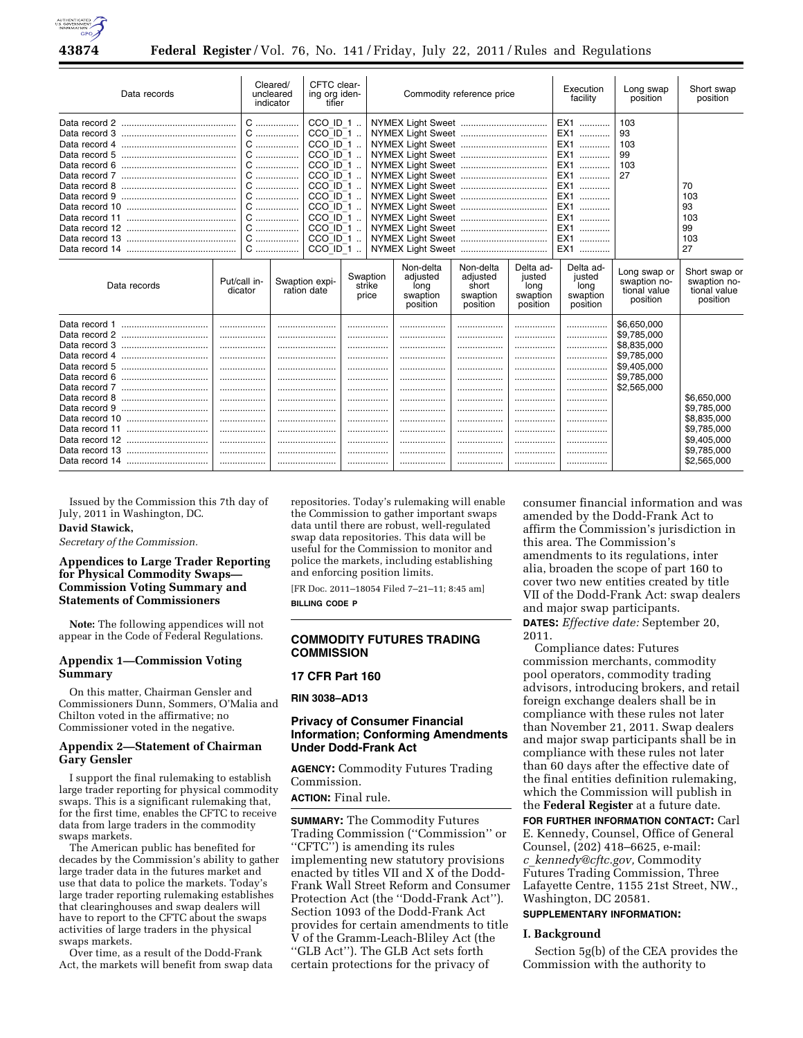| Data records | Cleared/uncleared indicator | CFTC clearing org identifier | Commodity reference price | Execution facility | Long swap position | Short swap position |
|---|---|---|---|---|---|---|
| Data record 2 | C | CCO_ID_1 | NYMEX Light Sweet | EX1 | 103 | |
| Data record 3 | C | CCO_ID_1 | NYMEX Light Sweet | EX1 | 93 | |
| Data record 4 | C | CCO_ID_1 | NYMEX Light Sweet | EX1 | 103 | |
| Data record 5 | C | CCO_ID_1 | NYMEX Light Sweet | EX1 | 99 | |
| Data record 6 | C | CCO_ID_1 | NYMEX Light Sweet | EX1 | 103 | |
| Data record 7 | C | CCO_ID_1 | NYMEX Light Sweet | EX1 | 27 | |
| Data record 8 | C | CCO_ID_1 | NYMEX Light Sweet | EX1 | | 70 |
| Data record 9 | C | CCO_ID_1 | NYMEX Light Sweet | EX1 | | 103 |
| Data record 10 | C | CCO_ID_1 | NYMEX Light Sweet | EX1 | | 93 |
| Data record 11 | C | CCO_ID_1 | NYMEX Light Sweet | EX1 | | 103 |
| Data record 12 | C | CCO_ID_1 | NYMEX Light Sweet | EX1 | | 99 |
| Data record 13 | C | CCO_ID_1 | NYMEX Light Sweet | EX1 | | 103 |
| Data record 14 | C | CCO_ID_1 | NYMEX Light Sweet | EX1 | | 27 |

| Data records | Put/call indicator | Swaption expiration date | Swaption strike price | Non-delta adjusted long swaption position | Non-delta adjusted short swaption position | Delta adjusted long swaption position | Delta adjusted long swaption position | Long swap or swaption notional value position | Short swap or swaption notional value position |
|---|---|---|---|---|---|---|---|---|---|
| Data record 1 | | | | | | | | $6,650,000 | |
| Data record 2 | | | | | | | | $9,785,000 | |
| Data record 3 | | | | | | | | $8,835,000 | |
| Data record 4 | | | | | | | | $9,785,000 | |
| Data record 5 | | | | | | | | $9,405,000 | |
| Data record 6 | | | | | | | | $9,785,000 | |
| Data record 7 | | | | | | | | $2,565,000 | |
| Data record 8 | | | | | | | | | $6,650,000 |
| Data record 9 | | | | | | | | | $9,785,000 |
| Data record 10 | | | | | | | | | $8,835,000 |
| Data record 11 | | | | | | | | | $9,785,000 |
| Data record 12 | | | | | | | | | $9,405,000 |
| Data record 13 | | | | | | | | | $9,785,000 |
| Data record 14 | | | | | | | | | $2,565,000 |

Issued by the Commission this 7th day of July, 2011 in Washington, DC.

**David Stawick,**

*Secretary of the Commission.*

## Appendices to Large Trader Reporting for Physical Commodity Swaps—Commission Voting Summary and Statements of Commissioners

**Note:** The following appendices will not appear in the Code of Federal Regulations.

### Appendix 1—Commission Voting Summary

On this matter, Chairman Gensler and Commissioners Dunn, Sommers, O'Malia and Chilton voted in the affirmative; no Commissioner voted in the negative.

### Appendix 2—Statement of Chairman Gary Gensler

I support the final rulemaking to establish large trader reporting for physical commodity swaps. This is a significant rulemaking that, for the first time, enables the CFTC to receive data from large traders in the commodity swaps markets.

The American public has benefited for decades by the Commission's ability to gather large trader data in the futures market and use that data to police the markets. Today's large trader reporting rulemaking establishes that clearinghouses and swap dealers will have to report to the CFTC about the swaps activities of large traders in the physical swaps markets.

Over time, as a result of the Dodd-Frank Act, the markets will benefit from swap data repositories. Today's rulemaking will enable the Commission to gather important swaps data until there are robust, well-regulated swap data repositories. This data will be useful for the Commission to monitor and police the markets, including establishing and enforcing position limits.

[FR Doc. 2011–18054 Filed 7–21–11; 8:45 am]

**BILLING CODE P**

---

## COMMODITY FUTURES TRADING COMMISSION

### 17 CFR Part 160

### RIN 3038–AD13

### Privacy of Consumer Financial Information; Conforming Amendments Under Dodd-Frank Act

**AGENCY:** Commodity Futures Trading Commission.

**ACTION:** Final rule.

**SUMMARY:** The Commodity Futures Trading Commission ("Commission" or "CFTC") is amending its rules implementing new statutory provisions enacted by titles VII and X of the Dodd-Frank Wall Street Reform and Consumer Protection Act (the "Dodd-Frank Act"). Section 1093 of the Dodd-Frank Act provides for certain amendments to title V of the Gramm-Leach-Bliley Act (the "GLB Act"). The GLB Act sets forth certain protections for the privacy of consumer financial information and was amended by the Dodd-Frank Act to affirm the Commission's jurisdiction in this area. The Commission's amendments to its regulations, inter alia, broaden the scope of part 160 to cover two new entities created by title VII of the Dodd-Frank Act: swap dealers and major swap participants.

**DATES:** *Effective date:* September 20, 2011.

Compliance dates: Futures commission merchants, commodity pool operators, commodity trading advisors, introducing brokers, and retail foreign exchange dealers shall be in compliance with these rules not later than November 21, 2011. Swap dealers and major swap participants shall be in compliance with these rules not later than 60 days after the effective date of the final entities definition rulemaking, which the Commission will publish in the **Federal Register** at a future date.

**FOR FURTHER INFORMATION CONTACT:** Carl E. Kennedy, Counsel, Office of General Counsel, (202) 418–6625, e-mail: *c_kennedy@cftc.gov,* Commodity Futures Trading Commission, Three Lafayette Centre, 1155 21st Street, NW., Washington, DC 20581.

**SUPPLEMENTARY INFORMATION:**

### I. Background

Section 5g(b) of the CEA provides the Commission with the authority to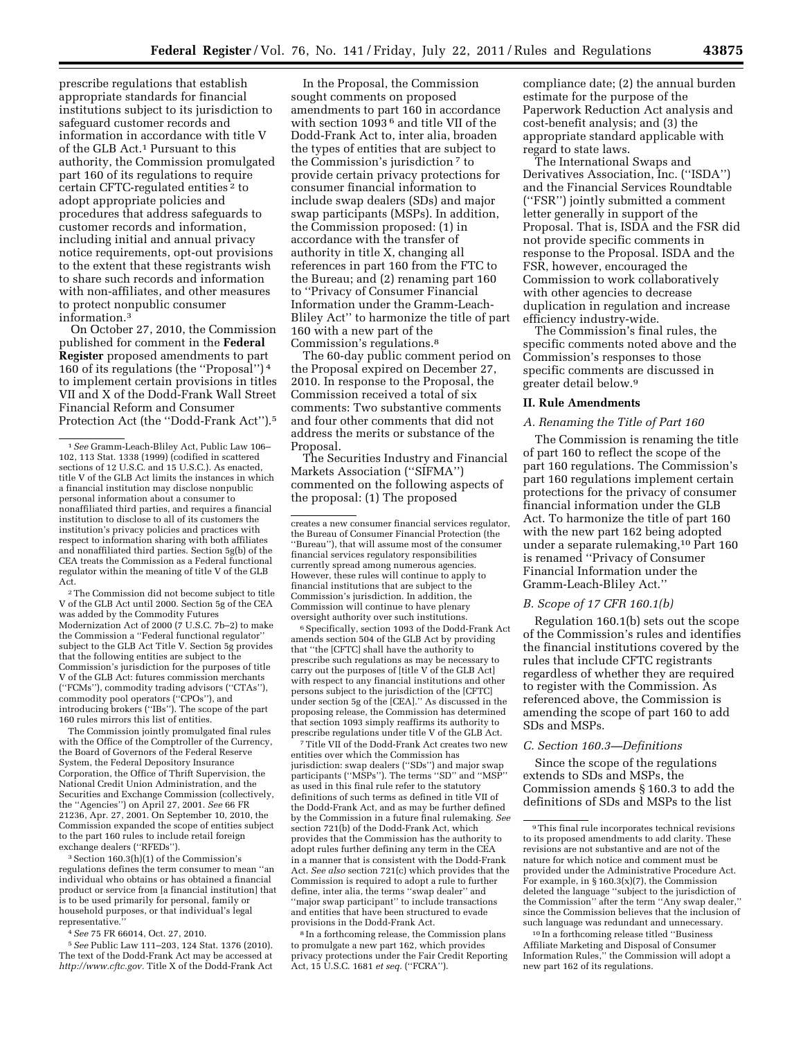prescribe regulations that establish appropriate standards for financial institutions subject to its jurisdiction to safeguard customer records and information in accordance with title V of the GLB Act.[1] Pursuant to this authority, the Commission promulgated part 160 of its regulations to require certain CFTC-regulated entities[2] to adopt appropriate policies and procedures that address safeguards to customer records and information, including initial and annual privacy notice requirements, opt-out provisions to the extent that these registrants wish to share such records and information with non-affiliates, and other measures to protect nonpublic consumer information.[3]

On October 27, 2010, the Commission published for comment in the **Federal Register** proposed amendments to part 160 of its regulations (the ''Proposal'')[4] to implement certain provisions in titles VII and X of the Dodd-Frank Wall Street Financial Reform and Consumer Protection Act (the ''Dodd-Frank Act'').[5]

In the Proposal, the Commission sought comments on proposed amendments to part 160 in accordance with section 1093[6] and title VII of the Dodd-Frank Act to, inter alia, broaden the types of entities that are subject to the Commission's jurisdiction[7] to provide certain privacy protections for consumer financial information to include swap dealers (SDs) and major swap participants (MSPs). In addition, the Commission proposed: (1) in accordance with the transfer of authority in title X, changing all references in part 160 from the FTC to the Bureau; and (2) renaming part 160 to ''Privacy of Consumer Financial Information under the Gramm-Leach-Bliley Act'' to harmonize the title of part 160 with a new part of the Commission's regulations.[8]

The 60-day public comment period on the Proposal expired on December 27, 2010. In response to the Proposal, the Commission received a total of six comments: Two substantive comments and four other comments that did not address the merits or substance of the Proposal.

The Securities Industry and Financial Markets Association (''SIFMA'') commented on the following aspects of the proposal: (1) The proposed compliance date; (2) the annual burden estimate for the purpose of the Paperwork Reduction Act analysis and cost-benefit analysis; and (3) the appropriate standard applicable with regard to state laws.

The International Swaps and Derivatives Association, Inc. (''ISDA'') and the Financial Services Roundtable (''FSR'') jointly submitted a comment letter generally in support of the Proposal. That is, ISDA and the FSR did not provide specific comments in response to the Proposal. ISDA and the FSR, however, encouraged the Commission to work collaboratively with other agencies to decrease duplication in regulation and increase efficiency industry-wide.

The Commission's final rules, the specific comments noted above and the Commission's responses to those specific comments are discussed in greater detail below.[9]

## II. Rule Amendments

### A. Renaming the Title of Part 160

The Commission is renaming the title of part 160 to reflect the scope of the part 160 regulations. The Commission's part 160 regulations implement certain protections for the privacy of consumer financial information under the GLB Act. To harmonize the title of part 160 with the new part 162 being adopted under a separate rulemaking,[10] Part 160 is renamed ''Privacy of Consumer Financial Information under the Gramm-Leach-Bliley Act.''

### B. Scope of 17 CFR 160.1(b)

Regulation 160.1(b) sets out the scope of the Commission's rules and identifies the financial institutions covered by the rules that include CFTC registrants regardless of whether they are required to register with the Commission. As referenced above, the Commission is amending the scope of part 160 to add SDs and MSPs.

### C. Section 160.3—Definitions

Since the scope of the regulations extends to SDs and MSPs, the Commission amends § 160.3 to add the definitions of SDs and MSPs to the list

---

[1] *See* Gramm-Leach-Bliley Act, Public Law 106–102, 113 Stat. 1338 (1999) (codified in scattered sections of 12 U.S.C. and 15 U.S.C.). As enacted, title V of the GLB Act limits the instances in which a financial institution may disclose nonpublic personal information about a consumer to nonaffiliated third parties, and requires a financial institution to disclose to all of its customers the institution's privacy policies and practices with respect to information sharing with both affiliates and nonaffiliated third parties. Section 5g(b) of the CEA treats the Commission as a Federal functional regulator within the meaning of title V of the GLB Act.

[2] The Commission did not become subject to title V of the GLB Act until 2000. Section 5g of the CEA was added by the Commodity Futures Modernization Act of 2000 (7 U.S.C. 7b–2) to make the Commission a ''Federal functional regulator'' subject to the GLB Act Title V. Section 5g provides that the following entities are subject to the Commission's jurisdiction for the purposes of title V of the GLB Act: futures commission merchants (''FCMs''), commodity trading advisors (''CTAs''), commodity pool operators (''CPOs''), and introducing brokers (''IBs''). The scope of the part 160 rules mirrors this list of entities.

The Commission jointly promulgated final rules with the Office of the Comptroller of the Currency, the Board of Governors of the Federal Reserve System, the Federal Depository Insurance Corporation, the Office of Thrift Supervision, the National Credit Union Administration, and the Securities and Exchange Commission (collectively, the ''Agencies'') on April 27, 2001. *See* 66 FR 21236, Apr. 27, 2001. On September 10, 2010, the Commission expanded the scope of entities subject to the part 160 rules to include retail foreign exchange dealers (''RFEDs'').

[3] Section 160.3(h)(1) of the Commission's regulations defines the term consumer to mean ''an individual who obtains or has obtained a financial product or service from [a financial institution] that is to be used primarily for personal, family or household purposes, or that individual's legal representative.''

[4] *See* 75 FR 66014, Oct. 27, 2010.

[5] *See* Public Law 111–203, 124 Stat. 1376 (2010). The text of the Dodd-Frank Act may be accessed at *http://www.cftc.gov.* Title X of the Dodd-Frank Act creates a new consumer financial services regulator, the Bureau of Consumer Financial Protection (the ''Bureau''), that will assume most of the consumer financial services regulatory responsibilities currently spread among numerous agencies. However, these rules will continue to apply to financial institutions that are subject to the Commission's jurisdiction. In addition, the Commission will continue to have plenary oversight authority over such institutions.

[6] Specifically, section 1093 of the Dodd-Frank Act amends section 504 of the GLB Act by providing that ''the [CFTC] shall have the authority to prescribe such regulations as may be necessary to carry out the purposes of [title V of the GLB Act] with respect to any financial institutions and other persons subject to the jurisdiction of the [CFTC] under section 5g of the [CEA].'' As discussed in the proposing release, the Commission has determined that section 1093 simply reaffirms its authority to prescribe regulations under title V of the GLB Act.

[7] Title VII of the Dodd-Frank Act creates two new entities over which the Commission has jurisdiction: swap dealers (''SDs'') and major swap participants (''MSPs''). The terms ''SD'' and ''MSP'' as used in this final rule refer to the statutory definitions of such terms as defined in title VII of the Dodd-Frank Act, and as may be further defined by the Commission in a future final rulemaking. *See* section 721(b) of the Dodd-Frank Act, which provides that the Commission has the authority to adopt rules further defining any term in the CEA in a manner that is consistent with the Dodd-Frank Act. *See also* section 721(c) which provides that the Commission is required to adopt a rule to further define, inter alia, the terms ''swap dealer'' and ''major swap participant'' to include transactions and entities that have been structured to evade provisions in the Dodd-Frank Act.

[8] In a forthcoming release, the Commission plans to promulgate a new part 162, which provides privacy protections under the Fair Credit Reporting Act, 15 U.S.C. 1681 *et seq.* (''FCRA'').

[9] This final rule incorporates technical revisions to its proposed amendments to add clarity. These revisions are not substantive and are not of the nature for which notice and comment must be provided under the Administrative Procedure Act. For example, in § 160.3(x)(7), the Commission deleted the language ''subject to the jurisdiction of the Commission'' after the term ''Any swap dealer,'' since the Commission believes that the inclusion of such language was redundant and unnecessary.

[10] In a forthcoming release titled ''Business Affiliate Marketing and Disposal of Consumer Information Rules,'' the Commission will adopt a new part 162 of its regulations.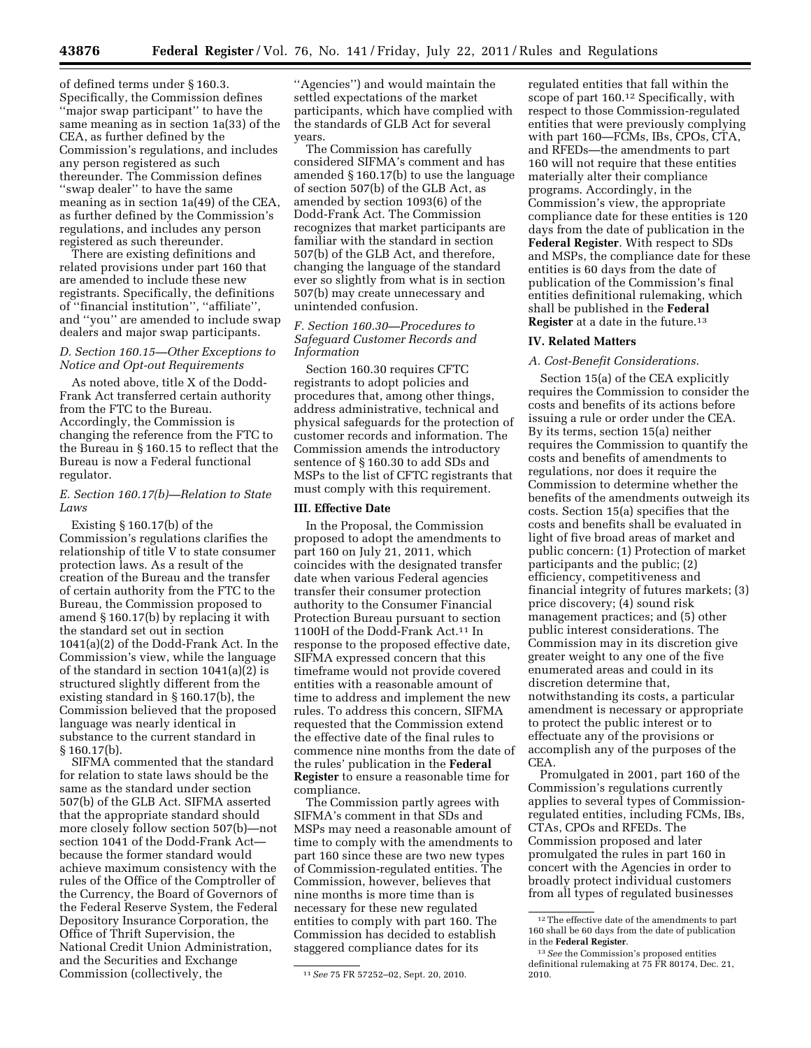of defined terms under § 160.3. Specifically, the Commission defines ''major swap participant'' to have the same meaning as in section 1a(33) of the CEA, as further defined by the Commission's regulations, and includes any person registered as such thereunder. The Commission defines ''swap dealer'' to have the same meaning as in section 1a(49) of the CEA, as further defined by the Commission's regulations, and includes any person registered as such thereunder.

There are existing definitions and related provisions under part 160 that are amended to include these new registrants. Specifically, the definitions of ''financial institution'', ''affiliate'', and ''you'' are amended to include swap dealers and major swap participants.

### *D. Section 160.15—Other Exceptions to Notice and Opt-out Requirements*

As noted above, title X of the Dodd-Frank Act transferred certain authority from the FTC to the Bureau. Accordingly, the Commission is changing the reference from the FTC to the Bureau in § 160.15 to reflect that the Bureau is now a Federal functional regulator.

### *E. Section 160.17(b)—Relation to State Laws*

Existing § 160.17(b) of the Commission's regulations clarifies the relationship of title V to state consumer protection laws. As a result of the creation of the Bureau and the transfer of certain authority from the FTC to the Bureau, the Commission proposed to amend § 160.17(b) by replacing it with the standard set out in section 1041(a)(2) of the Dodd-Frank Act. In the Commission's view, while the language of the standard in section 1041(a)(2) is structured slightly different from the existing standard in § 160.17(b), the Commission believed that the proposed language was nearly identical in substance to the current standard in § 160.17(b).

SIFMA commented that the standard for relation to state laws should be the same as the standard under section 507(b) of the GLB Act. SIFMA asserted that the appropriate standard should more closely follow section 507(b)—not section 1041 of the Dodd-Frank Act—because the former standard would achieve maximum consistency with the rules of the Office of the Comptroller of the Currency, the Board of Governors of the Federal Reserve System, the Federal Depository Insurance Corporation, the Office of Thrift Supervision, the National Credit Union Administration, and the Securities and Exchange Commission (collectively, the ''Agencies'') and would maintain the settled expectations of the market participants, which have complied with the standards of GLB Act for several years.

The Commission has carefully considered SIFMA's comment and has amended § 160.17(b) to use the language of section 507(b) of the GLB Act, as amended by section 1093(6) of the Dodd-Frank Act. The Commission recognizes that market participants are familiar with the standard in section 507(b) of the GLB Act, and therefore, changing the language of the standard ever so slightly from what is in section 507(b) may create unnecessary and unintended confusion.

### *F. Section 160.30—Procedures to Safeguard Customer Records and Information*

Section 160.30 requires CFTC registrants to adopt policies and procedures that, among other things, address administrative, technical and physical safeguards for the protection of customer records and information. The Commission amends the introductory sentence of § 160.30 to add SDs and MSPs to the list of CFTC registrants that must comply with this requirement.

## III. Effective Date

In the Proposal, the Commission proposed to adopt the amendments to part 160 on July 21, 2011, which coincides with the designated transfer date when various Federal agencies transfer their consumer protection authority to the Consumer Financial Protection Bureau pursuant to section 1100H of the Dodd-Frank Act.[11] In response to the proposed effective date, SIFMA expressed concern that this timeframe would not provide covered entities with a reasonable amount of time to address and implement the new rules. To address this concern, SIFMA requested that the Commission extend the effective date of the final rules to commence nine months from the date of the rules' publication in the **Federal Register** to ensure a reasonable time for compliance.

The Commission partly agrees with SIFMA's comment in that SDs and MSPs may need a reasonable amount of time to comply with the amendments to part 160 since these are two new types of Commission-regulated entities. The Commission, however, believes that nine months is more time than is necessary for these new regulated entities to comply with part 160. The Commission has decided to establish staggered compliance dates for its regulated entities that fall within the scope of part 160.[12] Specifically, with respect to those Commission-regulated entities that were previously complying with part 160—FCMs, IBs, CPOs, CTA, and RFEDs—the amendments to part 160 will not require that these entities materially alter their compliance programs. Accordingly, in the Commission's view, the appropriate compliance date for these entities is 120 days from the date of publication in the **Federal Register**. With respect to SDs and MSPs, the compliance date for these entities is 60 days from the date of publication of the Commission's final entities definitional rulemaking, which shall be published in the **Federal Register** at a date in the future.[13]

## IV. Related Matters

### *A. Cost-Benefit Considerations.*

Section 15(a) of the CEA explicitly requires the Commission to consider the costs and benefits of its actions before issuing a rule or order under the CEA. By its terms, section 15(a) neither requires the Commission to quantify the costs and benefits of amendments to regulations, nor does it require the Commission to determine whether the benefits of the amendments outweigh its costs. Section 15(a) specifies that the costs and benefits shall be evaluated in light of five broad areas of market and public concern: (1) Protection of market participants and the public; (2) efficiency, competitiveness and financial integrity of futures markets; (3) price discovery; (4) sound risk management practices; and (5) other public interest considerations. The Commission may in its discretion give greater weight to any one of the five enumerated areas and could in its discretion determine that, notwithstanding its costs, a particular amendment is necessary or appropriate to protect the public interest or to effectuate any of the provisions or accomplish any of the purposes of the CEA.

Promulgated in 2001, part 160 of the Commission's regulations currently applies to several types of Commission-regulated entities, including FCMs, IBs, CTAs, CPOs and RFEDs. The Commission proposed and later promulgated the rules in part 160 in concert with the Agencies in order to broadly protect individual customers from all types of regulated businesses

---

[11] *See* 75 FR 57252–02, Sept. 20, 2010.

[12] The effective date of the amendments to part 160 shall be 60 days from the date of publication in the **Federal Register**.

[13] *See* the Commission's proposed entities definitional rulemaking at 75 FR 80174, Dec. 21, 2010.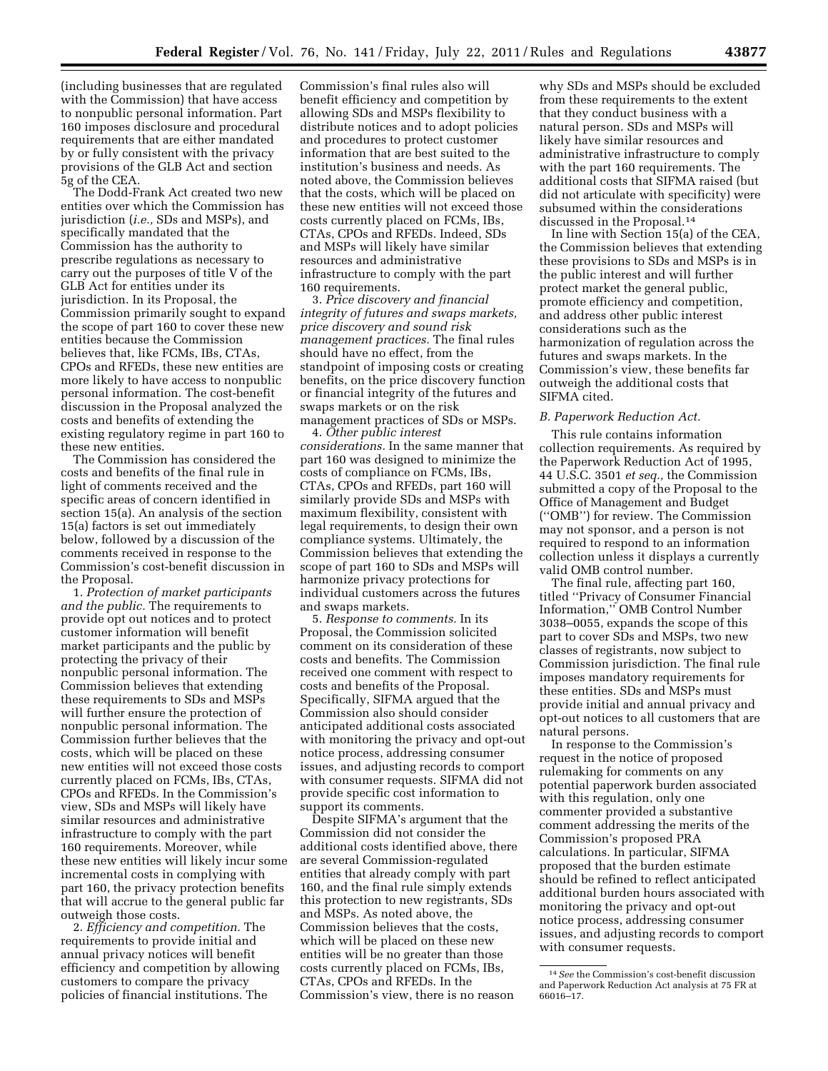(including businesses that are regulated with the Commission) that have access to nonpublic personal information. Part 160 imposes disclosure and procedural requirements that are either mandated by or fully consistent with the privacy provisions of the GLB Act and section 5g of the CEA.

The Dodd-Frank Act created two new entities over which the Commission has jurisdiction (*i.e.,* SDs and MSPs), and specifically mandated that the Commission has the authority to prescribe regulations as necessary to carry out the purposes of title V of the GLB Act for entities under its jurisdiction. In its Proposal, the Commission primarily sought to expand the scope of part 160 to cover these new entities because the Commission believes that, like FCMs, IBs, CTAs, CPOs and RFEDs, these new entities are more likely to have access to nonpublic personal information. The cost-benefit discussion in the Proposal analyzed the costs and benefits of extending the existing regulatory regime in part 160 to these new entities.

The Commission has considered the costs and benefits of the final rule in light of comments received and the specific areas of concern identified in section 15(a). An analysis of the section 15(a) factors is set out immediately below, followed by a discussion of the comments received in response to the Commission's cost-benefit discussion in the Proposal.

1. *Protection of market participants and the public.* The requirements to provide opt out notices and to protect customer information will benefit market participants and the public by protecting the privacy of their nonpublic personal information. The Commission believes that extending these requirements to SDs and MSPs will further ensure the protection of nonpublic personal information. The Commission further believes that the costs, which will be placed on these new entities will not exceed those costs currently placed on FCMs, IBs, CTAs, CPOs and RFEDs. In the Commission's view, SDs and MSPs will likely have similar resources and administrative infrastructure to comply with the part 160 requirements. Moreover, while these new entities will likely incur some incremental costs in complying with part 160, the privacy protection benefits that will accrue to the general public far outweigh those costs.

2. *Efficiency and competition.* The requirements to provide initial and annual privacy notices will benefit efficiency and competition by allowing customers to compare the privacy policies of financial institutions. The Commission's final rules also will benefit efficiency and competition by allowing SDs and MSPs flexibility to distribute notices and to adopt policies and procedures to protect customer information that are best suited to the institution's business and needs. As noted above, the Commission believes that the costs, which will be placed on these new entities will not exceed those costs currently placed on FCMs, IBs, CTAs, CPOs and RFEDs. Indeed, SDs and MSPs will likely have similar resources and administrative infrastructure to comply with the part 160 requirements.

3. *Price discovery and financial integrity of futures and swaps markets, price discovery and sound risk management practices.* The final rules should have no effect, from the standpoint of imposing costs or creating benefits, on the price discovery function or financial integrity of the futures and swaps markets or on the risk management practices of SDs or MSPs.

4. *Other public interest considerations.* In the same manner that part 160 was designed to minimize the costs of compliance on FCMs, IBs, CTAs, CPOs and RFEDs, part 160 will similarly provide SDs and MSPs with maximum flexibility, consistent with legal requirements, to design their own compliance systems. Ultimately, the Commission believes that extending the scope of part 160 to SDs and MSPs will harmonize privacy protections for individual customers across the futures and swaps markets.

5. *Response to comments.* In its Proposal, the Commission solicited comment on its consideration of these costs and benefits. The Commission received one comment with respect to costs and benefits of the Proposal. Specifically, SIFMA argued that the Commission also should consider anticipated additional costs associated with monitoring the privacy and opt-out notice process, addressing consumer issues, and adjusting records to comport with consumer requests. SIFMA did not provide specific cost information to support its comments.

Despite SIFMA's argument that the Commission did not consider the additional costs identified above, there are several Commission-regulated entities that already comply with part 160, and the final rule simply extends this protection to new registrants, SDs and MSPs. As noted above, the Commission believes that the costs, which will be placed on these new entities will be no greater than those costs currently placed on FCMs, IBs, CTAs, CPOs and RFEDs. In the Commission's view, there is no reason why SDs and MSPs should be excluded from these requirements to the extent that they conduct business with a natural person. SDs and MSPs will likely have similar resources and administrative infrastructure to comply with the part 160 requirements. The additional costs that SIFMA raised (but did not articulate with specificity) were subsumed within the considerations discussed in the Proposal.[14]

In line with Section 15(a) of the CEA, the Commission believes that extending these provisions to SDs and MSPs is in the public interest and will further protect market the general public, promote efficiency and competition, and address other public interest considerations such as the harmonization of regulation across the futures and swaps markets. In the Commission's view, these benefits far outweigh the additional costs that SIFMA cited.

### *B. Paperwork Reduction Act.*

This rule contains information collection requirements. As required by the Paperwork Reduction Act of 1995, 44 U.S.C. 3501 *et seq.,* the Commission submitted a copy of the Proposal to the Office of Management and Budget (''OMB'') for review. The Commission may not sponsor, and a person is not required to respond to an information collection unless it displays a currently valid OMB control number.

The final rule, affecting part 160, titled ''Privacy of Consumer Financial Information,'' OMB Control Number 3038–0055, expands the scope of this part to cover SDs and MSPs, two new classes of registrants, now subject to Commission jurisdiction. The final rule imposes mandatory requirements for these entities. SDs and MSPs must provide initial and annual privacy and opt-out notices to all customers that are natural persons.

In response to the Commission's request in the notice of proposed rulemaking for comments on any potential paperwork burden associated with this regulation, only one commenter provided a substantive comment addressing the merits of the Commission's proposed PRA calculations. In particular, SIFMA proposed that the burden estimate should be refined to reflect anticipated additional burden hours associated with monitoring the privacy and opt-out notice process, addressing consumer issues, and adjusting records to comport with consumer requests.

---

[14] *See* the Commission's cost-benefit discussion and Paperwork Reduction Act analysis at 75 FR at 66016–17.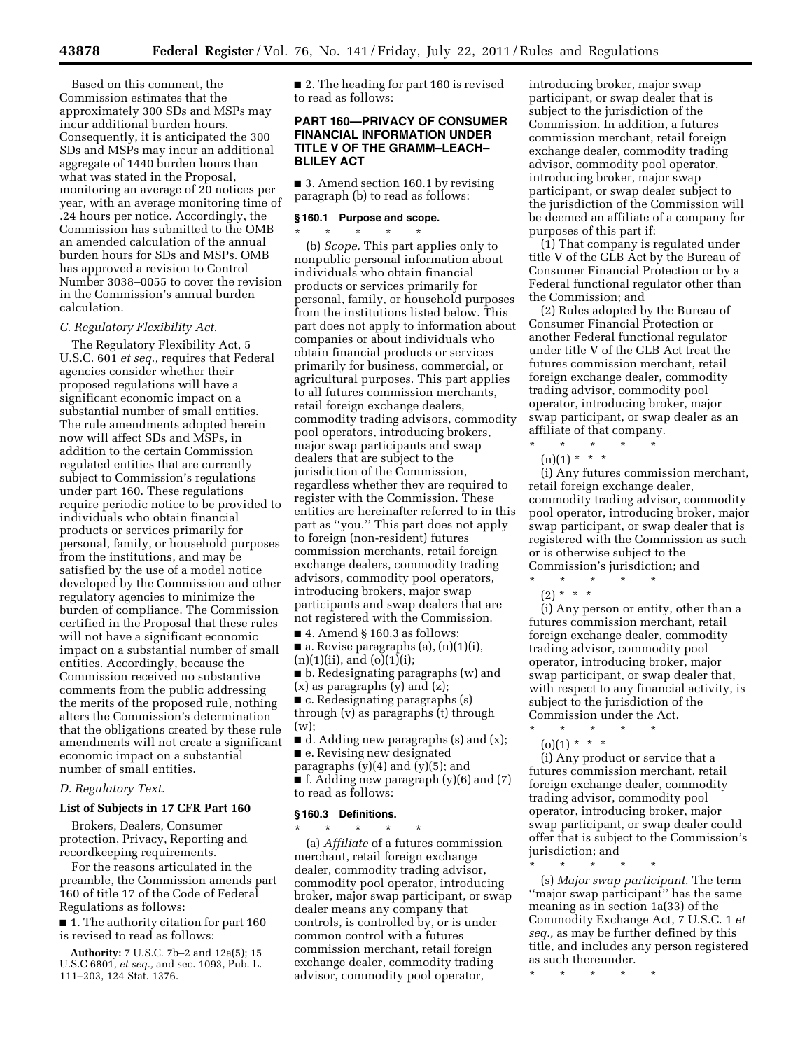Based on this comment, the Commission estimates that the approximately 300 SDs and MSPs may incur additional burden hours. Consequently, it is anticipated the 300 SDs and MSPs may incur an additional aggregate of 1440 burden hours than what was stated in the Proposal, monitoring an average of 20 notices per year, with an average monitoring time of .24 hours per notice. Accordingly, the Commission has submitted to the OMB an amended calculation of the annual burden hours for SDs and MSPs. OMB has approved a revision to Control Number 3038–0055 to cover the revision in the Commission's annual burden calculation.

### *C. Regulatory Flexibility Act.*

The Regulatory Flexibility Act, 5 U.S.C. 601 *et seq.,* requires that Federal agencies consider whether their proposed regulations will have a significant economic impact on a substantial number of small entities. The rule amendments adopted herein now will affect SDs and MSPs, in addition to the certain Commission regulated entities that are currently subject to Commission's regulations under part 160. These regulations require periodic notice to be provided to individuals who obtain financial products or services primarily for personal, family, or household purposes from the institutions, and may be satisfied by the use of a model notice developed by the Commission and other regulatory agencies to minimize the burden of compliance. The Commission certified in the Proposal that these rules will not have a significant economic impact on a substantial number of small entities. Accordingly, because the Commission received no substantive comments from the public addressing the merits of the proposed rule, nothing alters the Commission's determination that the obligations created by these rule amendments will not create a significant economic impact on a substantial number of small entities.

### *D. Regulatory Text.*

**List of Subjects in 17 CFR Part 160**

Brokers, Dealers, Consumer protection, Privacy, Reporting and recordkeeping requirements.

For the reasons articulated in the preamble, the Commission amends part 160 of title 17 of the Code of Federal Regulations as follows:

■ 1. The authority citation for part 160 is revised to read as follows:

**Authority:** 7 U.S.C. 7b–2 and 12a(5); 15 U.S.C 6801, *et seq.,* and sec. 1093, Pub. L. 111–203, 124 Stat. 1376.

■ 2. The heading for part 160 is revised to read as follows:

## PART 160—PRIVACY OF CONSUMER FINANCIAL INFORMATION UNDER TITLE V OF THE GRAMM–LEACH–BLILEY ACT

■ 3. Amend section 160.1 by revising paragraph (b) to read as follows:

### § 160.1 Purpose and scope.

\* \* \* \* \*

(b) *Scope.* This part applies only to nonpublic personal information about individuals who obtain financial products or services primarily for personal, family, or household purposes from the institutions listed below. This part does not apply to information about companies or about individuals who obtain financial products or services primarily for business, commercial, or agricultural purposes. This part applies to all futures commission merchants, retail foreign exchange dealers, commodity trading advisors, commodity pool operators, introducing brokers, major swap participants and swap dealers that are subject to the jurisdiction of the Commission, regardless whether they are required to register with the Commission. These entities are hereinafter referred to in this part as ''you.'' This part does not apply to foreign (non-resident) futures commission merchants, retail foreign exchange dealers, commodity trading advisors, commodity pool operators, introducing brokers, major swap participants and swap dealers that are not registered with the Commission.

■ 4. Amend § 160.3 as follows:

■ a. Revise paragraphs (a), (n)(1)(i), (n)(1)(ii), and (o)(1)(i);

■ b. Redesignating paragraphs (w) and (x) as paragraphs (y) and (z);

■ c. Redesignating paragraphs (s) through (v) as paragraphs (t) through (w);

■ d. Adding new paragraphs (s) and (x);

■ e. Revising new designated paragraphs (y)(4) and (y)(5); and

■ f. Adding new paragraph (y)(6) and (7) to read as follows:

### § 160.3 Definitions.

\* \* \* \* \*

(a) *Affiliate* of a futures commission merchant, retail foreign exchange dealer, commodity trading advisor, commodity pool operator, introducing broker, major swap participant, or swap dealer means any company that controls, is controlled by, or is under common control with a futures commission merchant, retail foreign exchange dealer, commodity trading advisor, commodity pool operator, introducing broker, major swap participant, or swap dealer that is subject to the jurisdiction of the Commission. In addition, a futures commission merchant, retail foreign exchange dealer, commodity trading advisor, commodity pool operator, introducing broker, major swap participant, or swap dealer subject to the jurisdiction of the Commission will be deemed an affiliate of a company for purposes of this part if:

(1) That company is regulated under title V of the GLB Act by the Bureau of Consumer Financial Protection or by a Federal functional regulator other than the Commission; and

(2) Rules adopted by the Bureau of Consumer Financial Protection or another Federal functional regulator under title V of the GLB Act treat the futures commission merchant, retail foreign exchange dealer, commodity trading advisor, commodity pool operator, introducing broker, major swap participant, or swap dealer as an affiliate of that company.

\* \* \* \* \*

(n)(1) \* \* \*

(i) Any futures commission merchant, retail foreign exchange dealer, commodity trading advisor, commodity pool operator, introducing broker, major swap participant, or swap dealer that is registered with the Commission as such or is otherwise subject to the Commission's jurisdiction; and

\* \* \* \* \*

(2) \* \* \*

(i) Any person or entity, other than a futures commission merchant, retail foreign exchange dealer, commodity trading advisor, commodity pool operator, introducing broker, major swap participant, or swap dealer that, with respect to any financial activity, is subject to the jurisdiction of the Commission under the Act.

\* \* \* \* \*

(o)(1) \* \* \*

(i) Any product or service that a futures commission merchant, retail foreign exchange dealer, commodity trading advisor, commodity pool operator, introducing broker, major swap participant, or swap dealer could offer that is subject to the Commission's jurisdiction; and

\* \* \* \* \*

(s) *Major swap participant.* The term ''major swap participant'' has the same meaning as in section 1a(33) of the Commodity Exchange Act, 7 U.S.C. 1 *et seq.,* as may be further defined by this title, and includes any person registered as such thereunder.

\* \* \* \* \*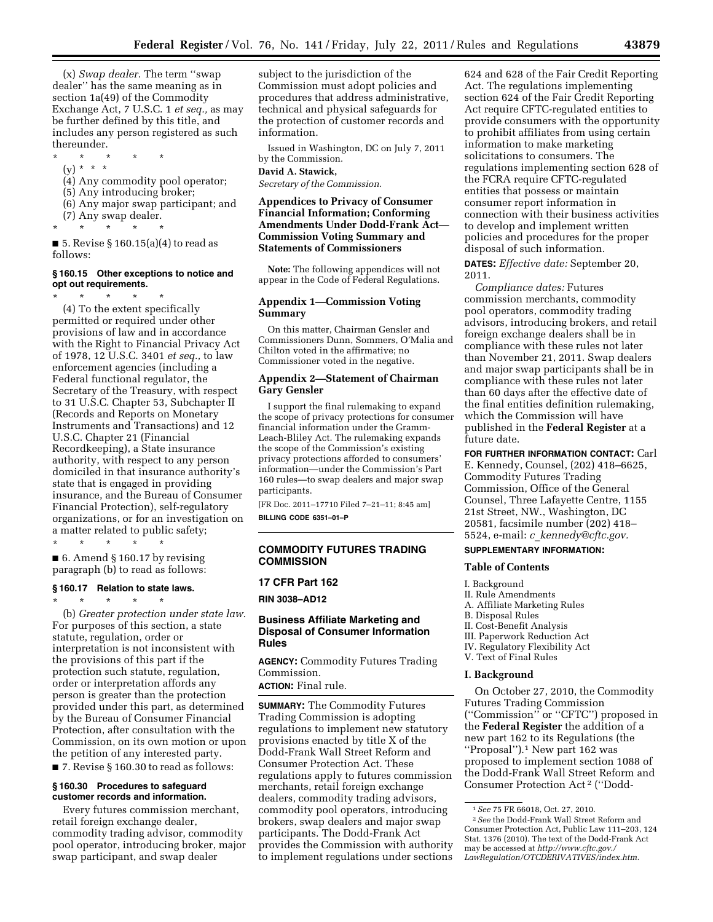(x) *Swap dealer.* The term ''swap dealer'' has the same meaning as in section 1a(49) of the Commodity Exchange Act, 7 U.S.C. 1 *et seq.,* as may be further defined by this title, and includes any person registered as such thereunder.

\* \* \* \* \*

(y) \* \* \*

(4) Any commodity pool operator;

(5) Any introducing broker;

(6) Any major swap participant; and

(7) Any swap dealer.

\* \* \* \* \*

■ 5. Revise § 160.15(a)(4) to read as follows:

**§ 160.15 Other exceptions to notice and opt out requirements.**

\* \* \* \* \*

(4) To the extent specifically permitted or required under other provisions of law and in accordance with the Right to Financial Privacy Act of 1978, 12 U.S.C. 3401 *et seq.,* to law enforcement agencies (including a Federal functional regulator, the Secretary of the Treasury, with respect to 31 U.S.C. Chapter 53, Subchapter II (Records and Reports on Monetary Instruments and Transactions) and 12 U.S.C. Chapter 21 (Financial Recordkeeping), a State insurance authority, with respect to any person domiciled in that insurance authority's state that is engaged in providing insurance, and the Bureau of Consumer Financial Protection), self-regulatory organizations, or for an investigation on a matter related to public safety;

\* \* \* \* \*

■ 6. Amend § 160.17 by revising paragraph (b) to read as follows:

**§ 160.17 Relation to state laws.**

\* \* \* \* \*

(b) *Greater protection under state law.* For purposes of this section, a state statute, regulation, order or interpretation is not inconsistent with the provisions of this part if the protection such statute, regulation, order or interpretation affords any person is greater than the protection provided under this part, as determined by the Bureau of Consumer Financial Protection, after consultation with the Commission, on its own motion or upon the petition of any interested party.

■ 7. Revise § 160.30 to read as follows:

**§ 160.30 Procedures to safeguard customer records and information.**

Every futures commission merchant, retail foreign exchange dealer, commodity trading advisor, commodity pool operator, introducing broker, major swap participant, and swap dealer subject to the jurisdiction of the Commission must adopt policies and procedures that address administrative, technical and physical safeguards for the protection of customer records and information.

Issued in Washington, DC on July 7, 2011 by the Commission.

**David A. Stawick,**

*Secretary of the Commission.*

## Appendices to Privacy of Consumer Financial Information; Conforming Amendments Under Dodd-Frank Act—Commission Voting Summary and Statements of Commissioners

**Note:** The following appendices will not appear in the Code of Federal Regulations.

### Appendix 1—Commission Voting Summary

On this matter, Chairman Gensler and Commissioners Dunn, Sommers, O'Malia and Chilton voted in the affirmative; no Commissioner voted in the negative.

### Appendix 2—Statement of Chairman Gary Gensler

I support the final rulemaking to expand the scope of privacy protections for consumer financial information under the Gramm-Leach-Bliley Act. The rulemaking expands the scope of the Commission's existing privacy protections afforded to consumers' information—under the Commission's Part 160 rules—to swap dealers and major swap participants.

[FR Doc. 2011–17710 Filed 7–21–11; 8:45 am]

**BILLING CODE 6351–01–P**

---

# COMMODITY FUTURES TRADING COMMISSION

## 17 CFR Part 162

**RIN 3038–AD12**

## Business Affiliate Marketing and Disposal of Consumer Information Rules

**AGENCY:** Commodity Futures Trading Commission.

**ACTION:** Final rule.

**SUMMARY:** The Commodity Futures Trading Commission is adopting regulations to implement new statutory provisions enacted by title X of the Dodd-Frank Wall Street Reform and Consumer Protection Act. These regulations apply to futures commission merchants, retail foreign exchange dealers, commodity trading advisors, commodity pool operators, introducing brokers, swap dealers and major swap participants. The Dodd-Frank Act provides the Commission with authority to implement regulations under sections 624 and 628 of the Fair Credit Reporting Act. The regulations implementing section 624 of the Fair Credit Reporting Act require CFTC-regulated entities to provide consumers with the opportunity to prohibit affiliates from using certain information to make marketing solicitations to consumers. The regulations implementing section 628 of the FCRA require CFTC-regulated entities that possess or maintain consumer report information in connection with their business activities to develop and implement written policies and procedures for the proper disposal of such information.

**DATES:** *Effective date:* September 20, 2011.

*Compliance dates:* Futures commission merchants, commodity pool operators, commodity trading advisors, introducing brokers, and retail foreign exchange dealers shall be in compliance with these rules not later than November 21, 2011. Swap dealers and major swap participants shall be in compliance with these rules not later than 60 days after the effective date of the final entities definition rulemaking, which the Commission will have published in the **Federal Register** at a future date.

**FOR FURTHER INFORMATION CONTACT:** Carl E. Kennedy, Counsel, (202) 418–6625, Commodity Futures Trading Commission, Office of the General Counsel, Three Lafayette Centre, 1155 21st Street, NW., Washington, DC 20581, facsimile number (202) 418–5524, e-mail: *c_kennedy@cftc.gov.*

**SUPPLEMENTARY INFORMATION:**

### Table of Contents

I. Background

II. Rule Amendments

A. Affiliate Marketing Rules

B. Disposal Rules

II. Cost-Benefit Analysis

III. Paperwork Reduction Act

IV. Regulatory Flexibility Act

V. Text of Final Rules

### I. Background

On October 27, 2010, the Commodity Futures Trading Commission (''Commission'' or ''CFTC'') proposed in the **Federal Register** the addition of a new part 162 to its Regulations (the ''Proposal'').[1] New part 162 was proposed to implement section 1088 of the Dodd-Frank Wall Street Reform and Consumer Protection Act[2] (''Dodd-

---

[1] *See* 75 FR 66018, Oct. 27, 2010.

[2] *See* the Dodd-Frank Wall Street Reform and Consumer Protection Act, Public Law 111–203, 124 Stat. 1376 (2010). The text of the Dodd-Frank Act may be accessed at *http://www.cftc.gov./LawRegulation/OTCDERIVATIVES/index.htm.*